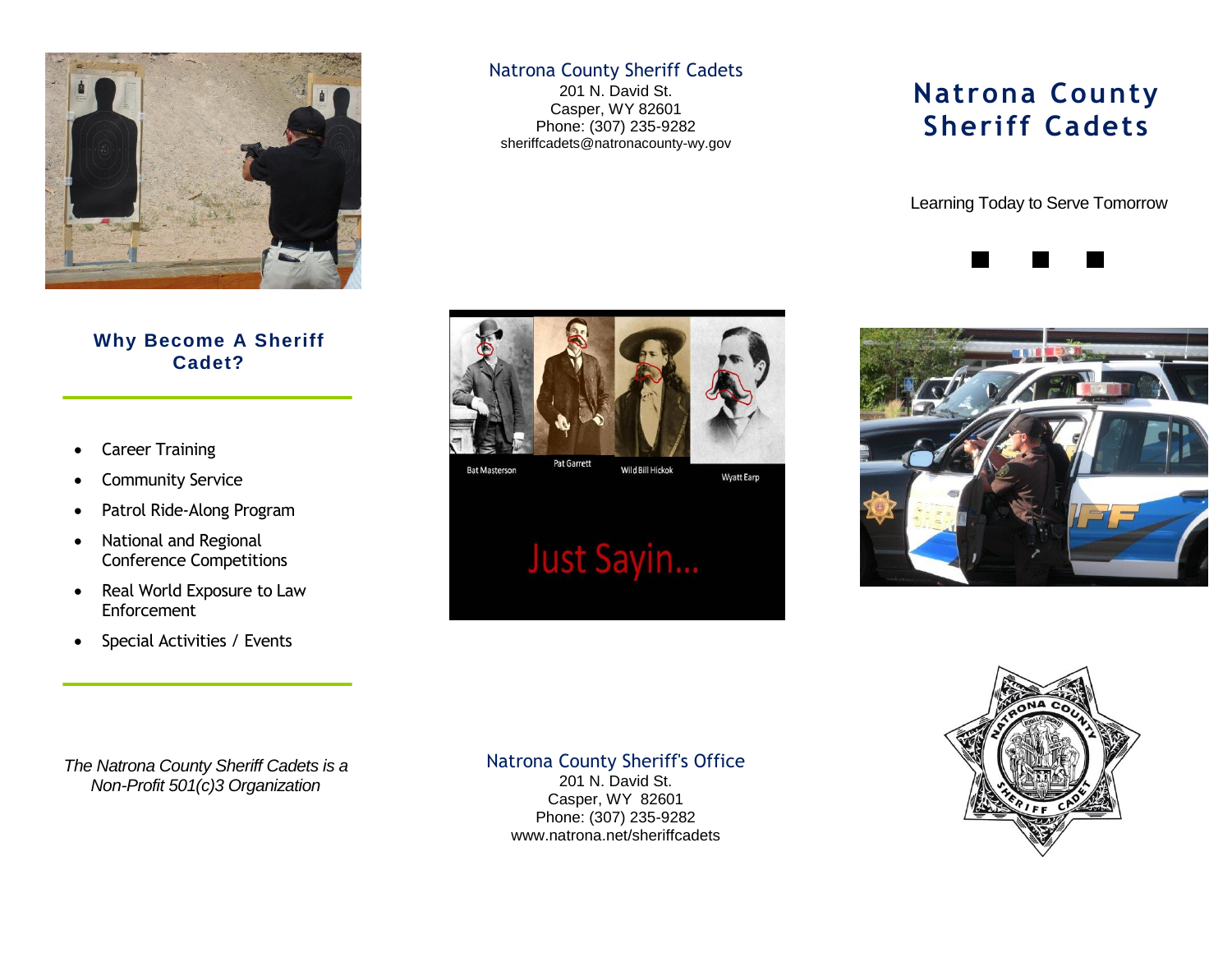## Why Become A Sheriff Cadet?

- Career Training
- Community Service
- Patrol Ride-Along Program
- National and Regional Conference Competitions
- Real World Exposure to Law Enforcement
- Special Activities / Events

*The Natrona County Sheriff Cadets is a Non-Profit 501(c)3 Organization*

Natrona County Sheriff Cadets
201 N. David St.
Casper, WY 82601
Phone: (307) 235-9282
sheriffcadets@natronacounty-wy.gov

Bat Masterson Pat Garrett Wild Bill Hickok Wyatt Earp

Just Sayin...

Natrona County Sheriff's Office
201 N. David St.
Casper, WY 82601
Phone: (307) 235-9282
www.natrona.net/sheriffcadets

# Natrona County Sheriff Cadets

Learning Today to Serve Tomorrow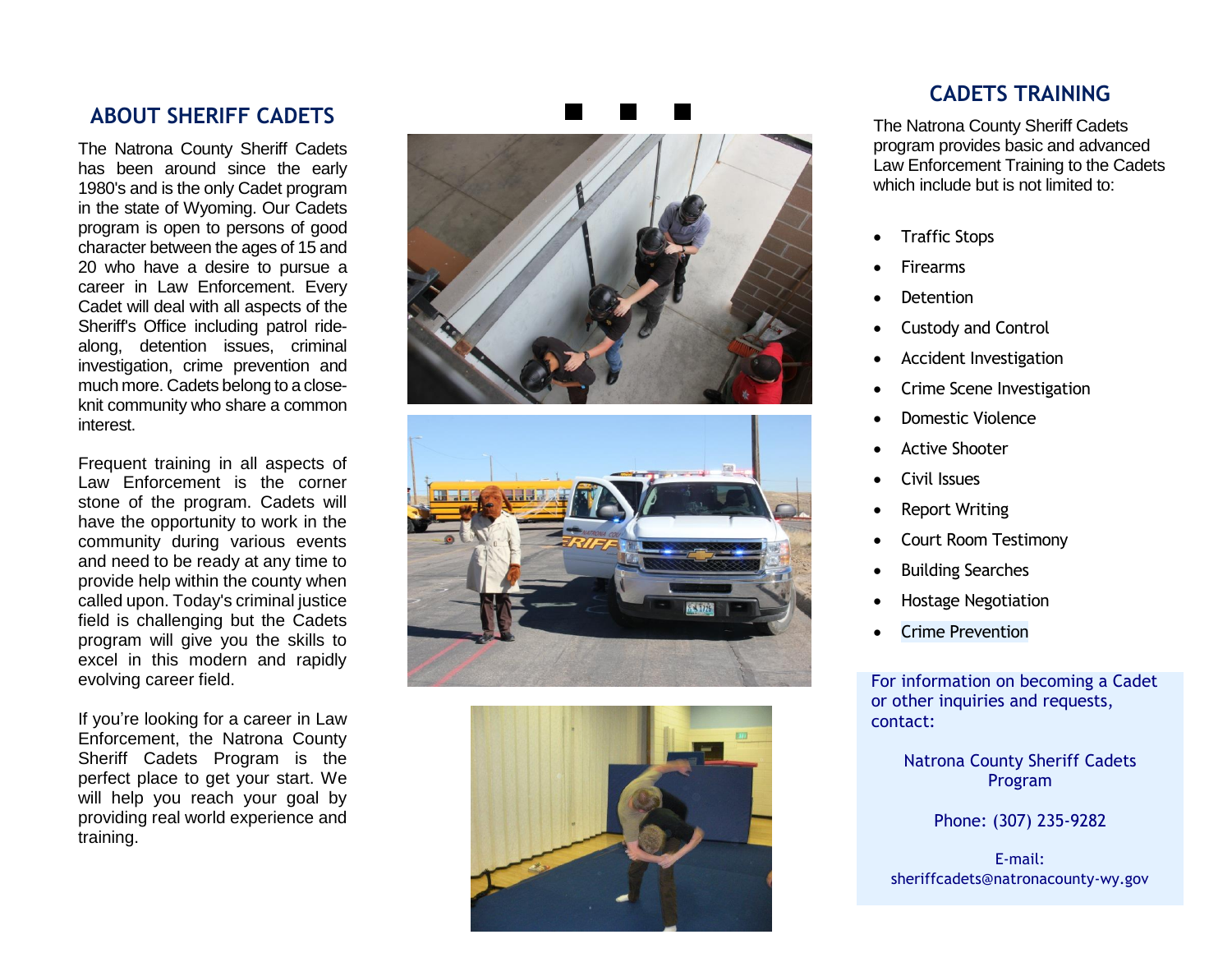## ABOUT SHERIFF CADETS

The Natrona County Sheriff Cadets has been around since the early 1980's and is the only Cadet program in the state of Wyoming. Our Cadets program is open to persons of good character between the ages of 15 and 20 who have a desire to pursue a career in Law Enforcement. Every Cadet will deal with all aspects of the Sheriff's Office including patrol ride-along, detention issues, criminal investigation, crime prevention and much more. Cadets belong to a close-knit community who share a common interest.

Frequent training in all aspects of Law Enforcement is the corner stone of the program. Cadets will have the opportunity to work in the community during various events and need to be ready at any time to provide help within the county when called upon. Today's criminal justice field is challenging but the Cadets program will give you the skills to excel in this modern and rapidly evolving career field.

If you're looking for a career in Law Enforcement, the Natrona County Sheriff Cadets Program is the perfect place to get your start. We will help you reach your goal by providing real world experience and training.

## CADETS TRAINING

The Natrona County Sheriff Cadets program provides basic and advanced Law Enforcement Training to the Cadets which include but is not limited to:

- Traffic Stops
- Firearms
- Detention
- Custody and Control
- Accident Investigation
- Crime Scene Investigation
- Domestic Violence
- Active Shooter
- Civil Issues
- Report Writing
- Court Room Testimony
- Building Searches
- Hostage Negotiation
- Crime Prevention

For information on becoming a Cadet or other inquiries and requests, contact:

Natrona County Sheriff Cadets Program

Phone: (307) 235-9282

E-mail: sheriffcadets@natronacounty-wy.gov